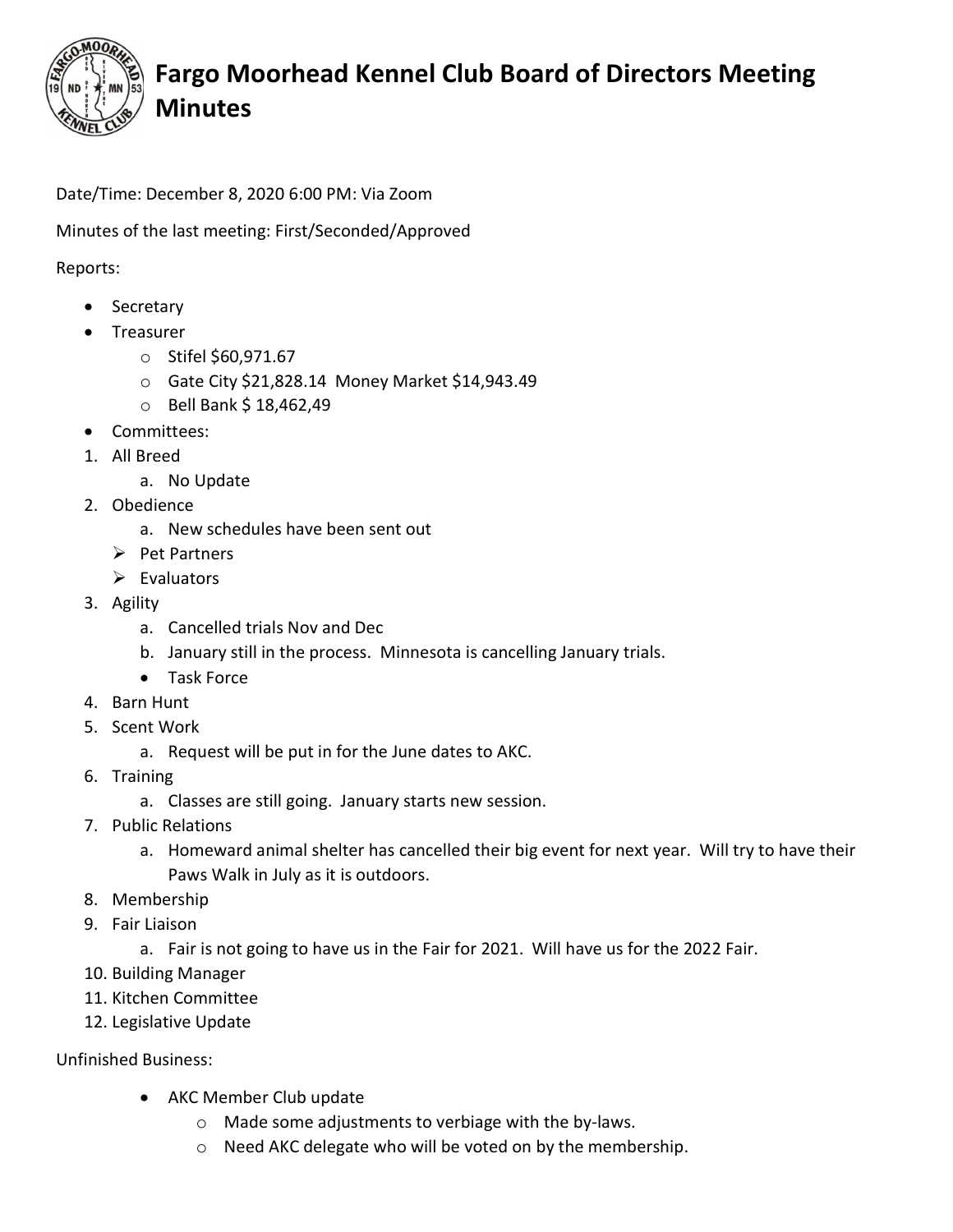# Fargo Moorhead Kennel Club Board of Directors Meeting Minutes

Date/Time: December 8, 2020 6:00 PM: Via Zoom

Minutes of the last meeting: First/Seconded/Approved

Reports:

- Secretary
- Treasurer
  - Stifel $60,971.67
  - Gate City $21,828.14 Money Market $14,943.49
  - Bell Bank $ 18,462,49
- Committees:

1. All Breed
   a. No Update
2. Obedience
   a. New schedules have been sent out
   - Pet Partners
   - Evaluators
3. Agility
   a. Cancelled trials Nov and Dec
   b. January still in the process. Minnesota is cancelling January trials.
   - Task Force
4. Barn Hunt
5. Scent Work
   a. Request will be put in for the June dates to AKC.
6. Training
   a. Classes are still going. January starts new session.
7. Public Relations
   a. Homeward animal shelter has cancelled their big event for next year. Will try to have their Paws Walk in July as it is outdoors.
8. Membership
9. Fair Liaison
   a. Fair is not going to have us in the Fair for 2021. Will have us for the 2022 Fair.
10. Building Manager
11. Kitchen Committee
12. Legislative Update

Unfinished Business:

- AKC Member Club update
  - Made some adjustments to verbiage with the by-laws.
  - Need AKC delegate who will be voted on by the membership.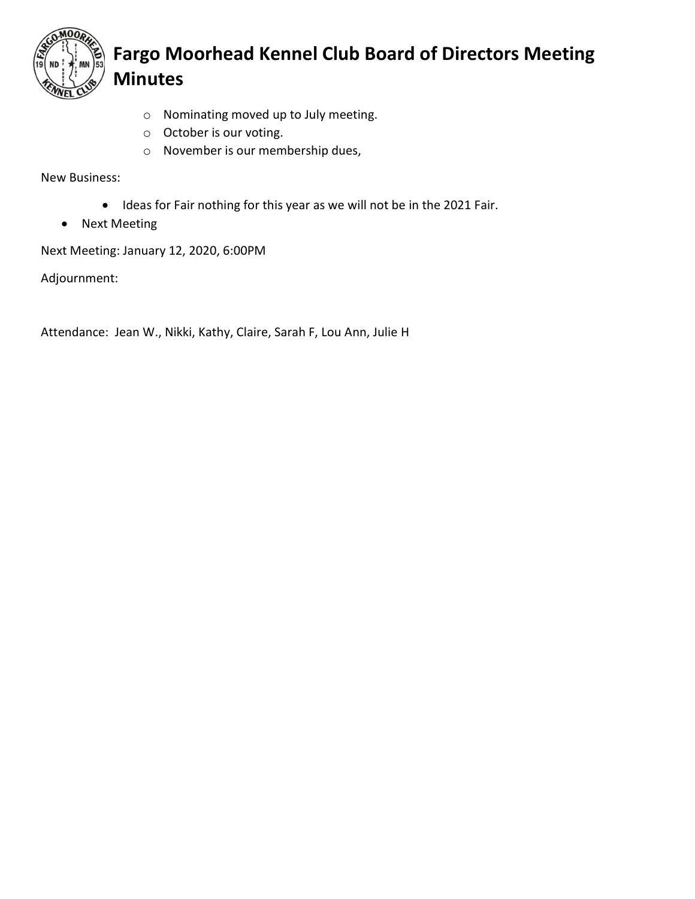- Nominating moved up to July meeting.
  - October is our voting.
  - November is our membership dues,

New Business:

- Ideas for Fair nothing for this year as we will not be in the 2021 Fair.
- Next Meeting

Next Meeting: January 12, 2020, 6:00PM

Adjournment:

Attendance: Jean W., Nikki, Kathy, Claire, Sarah F, Lou Ann, Julie H